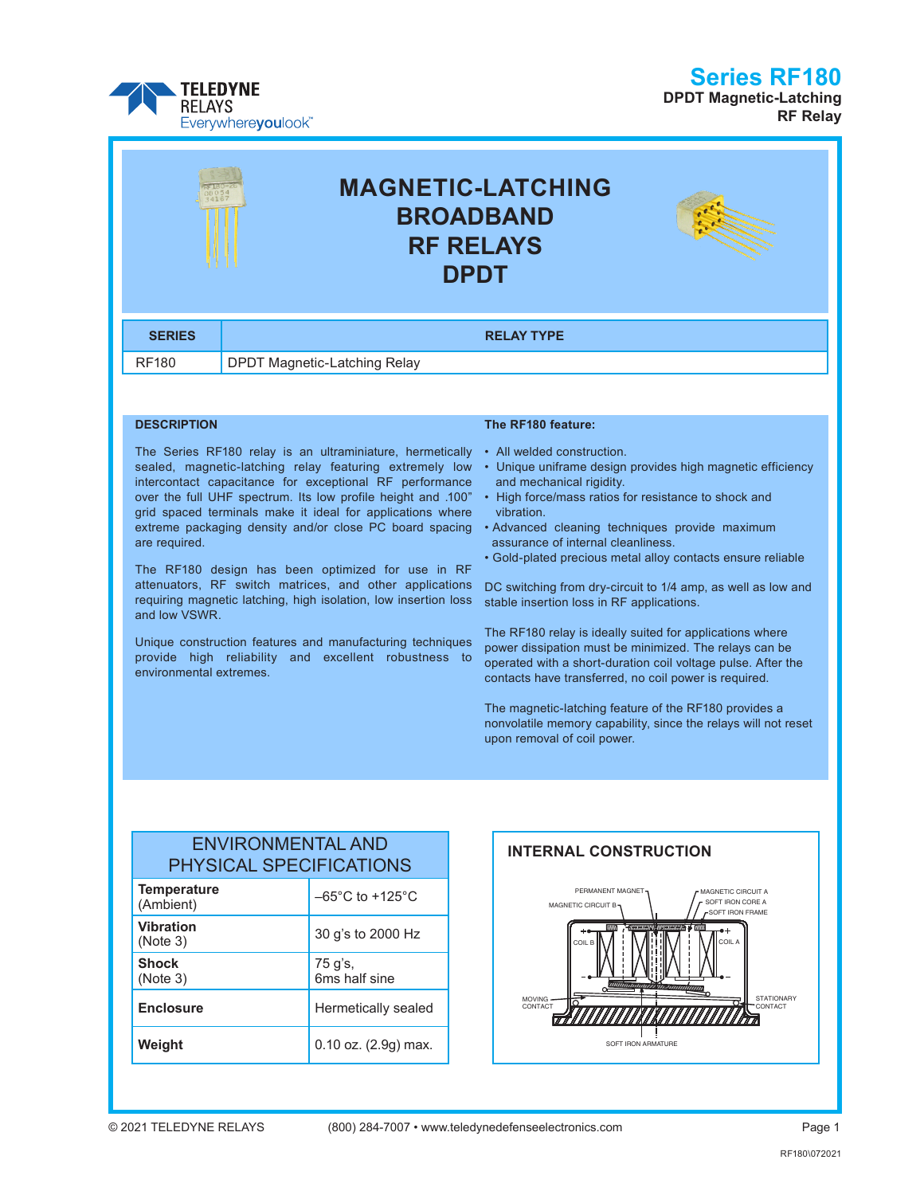# Series RF180

**DPDT Magnetic-Latching RF Relay**

# MAGNETIC-LATCHING BROADBAND RF RELAYS DPDT

| SERIES | RELAY TYPE |
|---|---|
| RF180 | DPDT Magnetic-Latching Relay |

## DESCRIPTION

The Series RF180 relay is an ultraminiature, hermetically sealed, magnetic-latching relay featuring extremely low intercontact capacitance for exceptional RF performance over the full UHF spectrum. Its low profile height and .100" grid spaced terminals make it ideal for applications where extreme packaging density and/or close PC board spacing are required.

The RF180 design has been optimized for use in RF attenuators, RF switch matrices, and other applications requiring magnetic latching, high isolation, low insertion loss and low VSWR.

Unique construction features and manufacturing techniques provide high reliability and excellent robustness to environmental extremes.

**The RF180 feature:**

- All welded construction.
- Unique uniframe design provides high magnetic efficiency and mechanical rigidity.
- High force/mass ratios for resistance to shock and vibration.
- Advanced cleaning techniques provide maximum assurance of internal cleanliness.
- Gold-plated precious metal alloy contacts ensure reliable DC switching from dry-circuit to 1/4 amp, as well as low and stable insertion loss in RF applications.

The RF180 relay is ideally suited for applications where power dissipation must be minimized. The relays can be operated with a short-duration coil voltage pulse. After the contacts have transferred, no coil power is required.

The magnetic-latching feature of the RF180 provides a nonvolatile memory capability, since the relays will not reset upon removal of coil power.

## ENVIRONMENTAL AND PHYSICAL SPECIFICATIONS

| Parameter | Value |
|---|---|
| **Temperature** (Ambient) | –65°C to +125°C |
| **Vibration** (Note 3) | 30 g's to 2000 Hz |
| **Shock** (Note 3) | 75 g's, 6ms half sine |
| **Enclosure** | Hermetically sealed |
| **Weight** | 0.10 oz. (2.9g) max. |

## INTERNAL CONSTRUCTION

PERMANENT MAGNET, MAGNETIC CIRCUIT A, MAGNETIC CIRCUIT B, SOFT IRON CORE A, SOFT IRON FRAME, COIL B, COIL A, MOVING CONTACT, STATIONARY CONTACT, SOFT IRON ARMATURE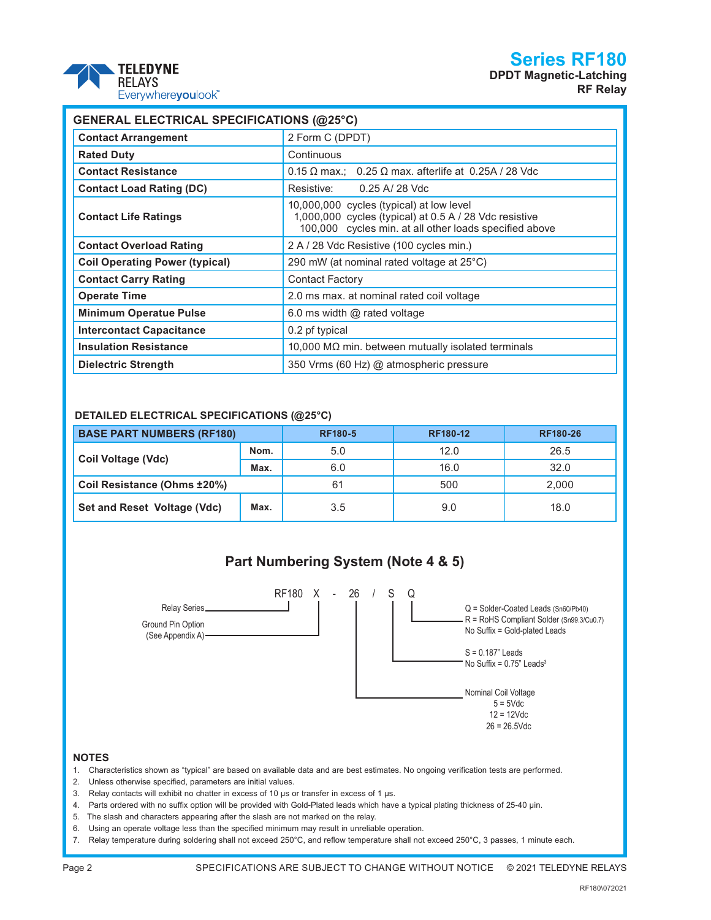# Series RF180

**DPDT Magnetic-Latching RF Relay**

## GENERAL ELECTRICAL SPECIFICATIONS (@25°C)

| | |
|---|---|
| **Contact Arrangement** | 2 Form C (DPDT) |
| **Rated Duty** | Continuous |
| **Contact Resistance** | 0.15 Ω max.; 0.25 Ω max. afterlife at 0.25A / 28 Vdc |
| **Contact Load Rating (DC)** | Resistive: 0.25 A/ 28 Vdc |
| **Contact Life Ratings** | 10,000,000 cycles (typical) at low level<br>1,000,000 cycles (typical) at 0.5 A / 28 Vdc resistive<br>100,000 cycles min. at all other loads specified above |
| **Contact Overload Rating** | 2 A / 28 Vdc Resistive (100 cycles min.) |
| **Coil Operating Power (typical)** | 290 mW (at nominal rated voltage at 25°C) |
| **Contact Carry Rating** | Contact Factory |
| **Operate Time** | 2.0 ms max. at nominal rated coil voltage |
| **Minimum Operatue Pulse** | 6.0 ms width @ rated voltage |
| **Intercontact Capacitance** | 0.2 pf typical |
| **Insulation Resistance** | 10,000 MΩ min. between mutually isolated terminals |
| **Dielectric Strength** | 350 Vrms (60 Hz) @ atmospheric pressure |

## DETAILED ELECTRICAL SPECIFICATIONS (@25°C)

| **BASE PART NUMBERS (RF180)** | | RF180-5 | RF180-12 | RF180-26 |
|---|---|---|---|---|
| **Coil Voltage (Vdc)** | **Nom.** | 5.0 | 12.0 | 26.5 |
| | **Max.** | 6.0 | 16.0 | 32.0 |
| **Coil Resistance (Ohms ±20%)** | | 61 | 500 | 2,000 |
| **Set and Reset Voltage (Vdc)** | **Max.** | 3.5 | 9.0 | 18.0 |

## Part Numbering System (Note 4 & 5)

RF180 X - 26 / S Q

- RF180 = Relay Series
- X = Ground Pin Option (See Appendix A)
- 26 = Nominal Coil Voltage
  - 5 = 5Vdc
  - 12 = 12Vdc
  - 26 = 26.5Vdc
- S = 0.187" Leads; No Suffix = 0.75" Leads[3]
- Q = Solder-Coated Leads (Sn60/Pb40); R = RoHS Compliant Solder (Sn99.3/Cu0.7); No Suffix = Gold-plated Leads

## NOTES

1. Characteristics shown as "typical" are based on available data and are best estimates. No ongoing verification tests are performed.
2. Unless otherwise specified, parameters are initial values.
3. Relay contacts will exhibit no chatter in excess of 10 µs or transfer in excess of 1 µs.
4. Parts ordered with no suffix option will be provided with Gold-Plated leads which have a typical plating thickness of 25-40 µin.
5. The slash and characters appearing after the slash are not marked on the relay.
6. Using an operate voltage less than the specified minimum may result in unreliable operation.
7. Relay temperature during soldering shall not exceed 250°C, and reflow temperature shall not exceed 250°C, 3 passes, 1 minute each.

SPECIFICATIONS ARE SUBJECT TO CHANGE WITHOUT NOTICE © 2021 TELEDYNE RELAYS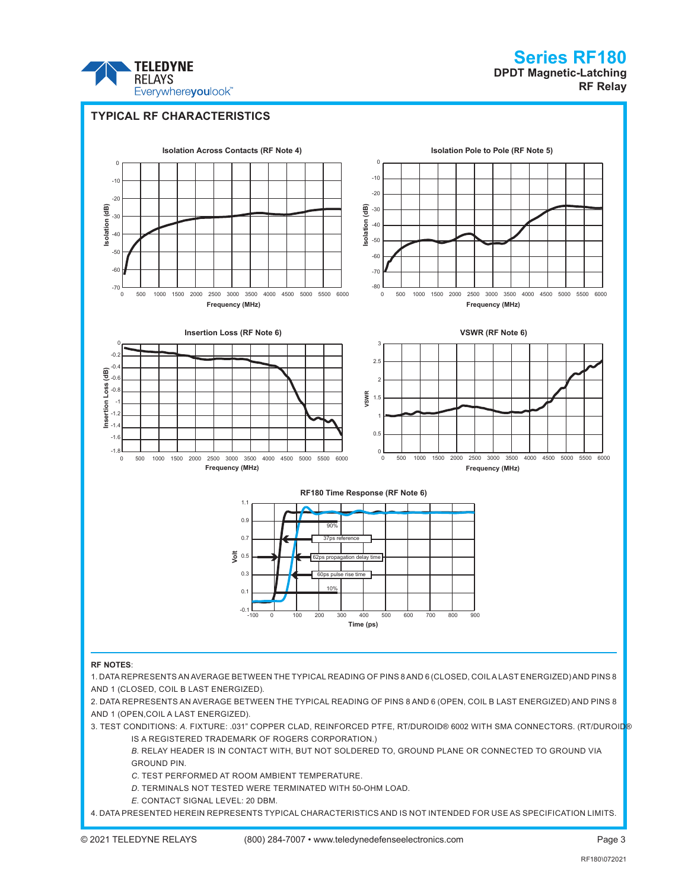## TYPICAL RF CHARACTERISTICS

**Isolation Across Contacts (RF Note 4)**

**Isolation Pole to Pole (RF Note 5)**

**Insertion Loss (RF Note 6)**

**VSWR (RF Note 6)**

**RF180 Time Response (RF Note 6)**

**RF NOTES**:

1. DATA REPRESENTS AN AVERAGE BETWEEN THE TYPICAL READING OF PINS 8 AND 6 (CLOSED, COIL A LAST ENERGIZED) AND PINS 8 AND 1 (CLOSED, COIL B LAST ENERGIZED).
2. DATA REPRESENTS AN AVERAGE BETWEEN THE TYPICAL READING OF PINS 8 AND 6 (OPEN, COIL B LAST ENERGIZED) AND PINS 8 AND 1 (OPEN,COIL A LAST ENERGIZED).
3. TEST CONDITIONS: *A.* FIXTURE: .031" COPPER CLAD, REINFORCED PTFE, RT/DUROID® 6002 WITH SMA CONNECTORS. (RT/DUROID® IS A REGISTERED TRADEMARK OF ROGERS CORPORATION.)
   *B.* RELAY HEADER IS IN CONTACT WITH, BUT NOT SOLDERED TO, GROUND PLANE OR CONNECTED TO GROUND VIA GROUND PIN.
   *C.* TEST PERFORMED AT ROOM AMBIENT TEMPERATURE.
   *D.* TERMINALS NOT TESTED WERE TERMINATED WITH 50-OHM LOAD.
   *E.* CONTACT SIGNAL LEVEL: 20 DBM.
4. DATA PRESENTED HEREIN REPRESENTS TYPICAL CHARACTERISTICS AND IS NOT INTENDED FOR USE AS SPECIFICATION LIMITS.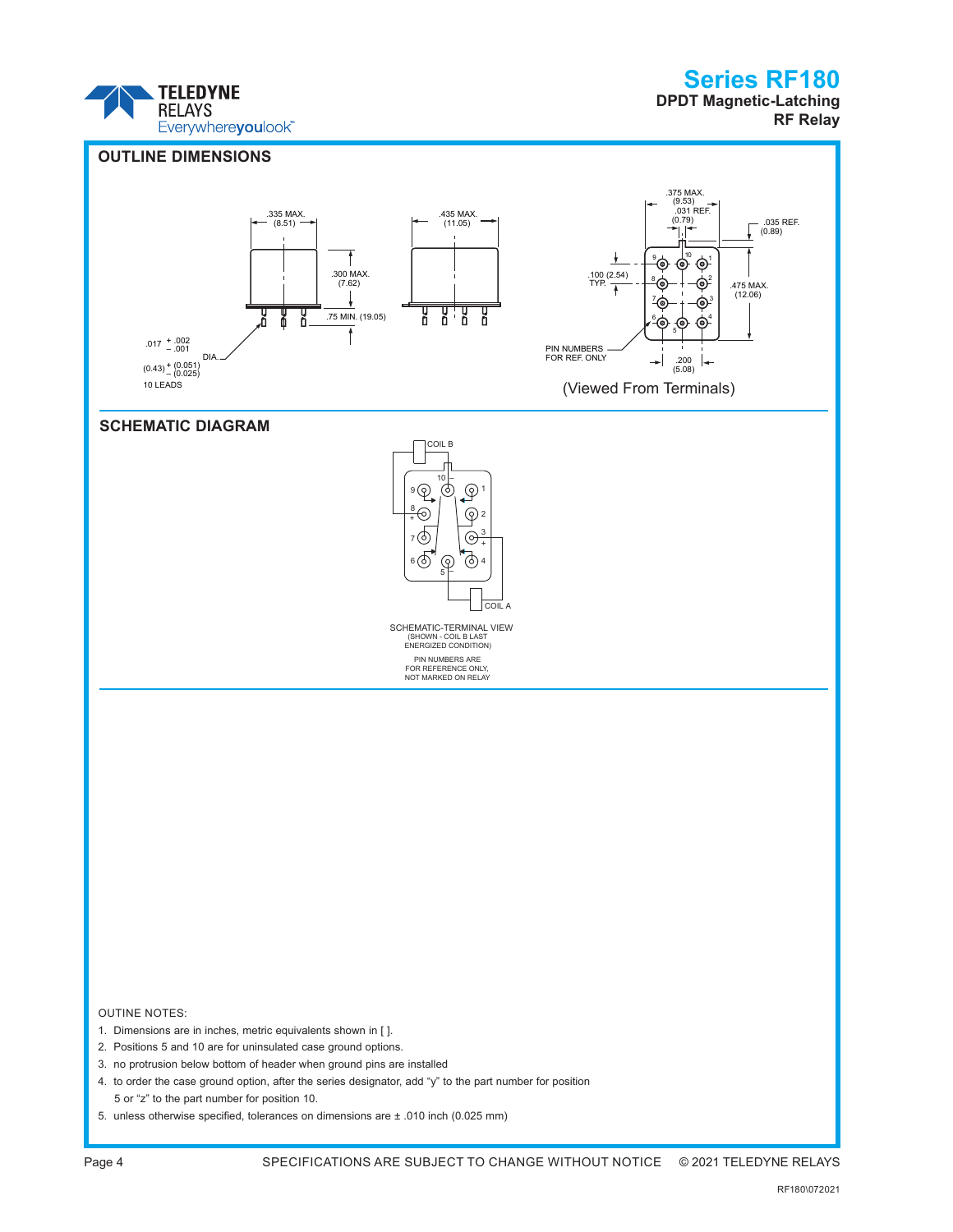# Series RF180

**DPDT Magnetic-Latching RF Relay**

## OUTLINE DIMENSIONS

.335 MAX. (8.51)

.435 MAX. (11.05)

.300 MAX. (7.62)

.75 MIN. (19.05)

.017 + .002 − .001 DIA.

(0.43) + (0.051) − (0.025)

10 LEADS

.375 MAX. (9.53)

.031 REF. (0.79)

.035 REF. (0.89)

.100 (2.54) TYP.

.475 MAX. (12.06)

PIN NUMBERS FOR REF. ONLY

.200 (5.08)

(Viewed From Terminals)

## SCHEMATIC DIAGRAM

COIL B

COIL A

SCHEMATIC-TERMINAL VIEW
(SHOWN - COIL B LAST ENERGIZED CONDITION)

PIN NUMBERS ARE FOR REFERENCE ONLY, NOT MARKED ON RELAY

OUTINE NOTES:

1. Dimensions are in inches, metric equivalents shown in [ ].
2. Positions 5 and 10 are for uninsulated case ground options.
3. no protrusion below bottom of header when ground pins are installed
4. to order the case ground option, after the series designator, add “y” to the part number for position 5 or “z” to the part number for position 10.
5. unless otherwise specified, tolerances on dimensions are ± .010 inch (0.025 mm)

SPECIFICATIONS ARE SUBJECT TO CHANGE WITHOUT NOTICE © 2021 TELEDYNE RELAYS

RF180\072021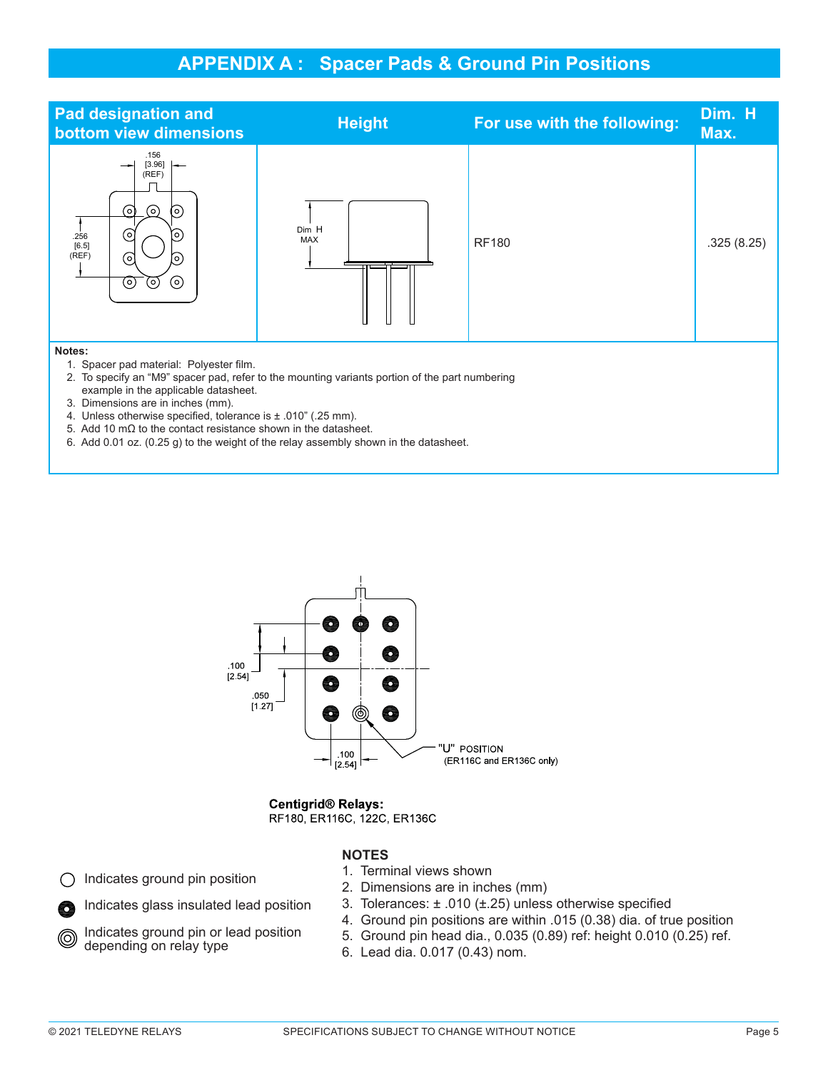# APPENDIX A : Spacer Pads & Ground Pin Positions

| Pad designation and bottom view dimensions | Height | For use with the following: | Dim. H Max. |
|---|---|---|---|
| .156 [3.96] (REF)<br>.256 [6.5] (REF) | Dim H MAX | RF180 | .325 (8.25) |

**Notes:**

1. Spacer pad material: Polyester film.
2. To specify an "M9" spacer pad, refer to the mounting variants portion of the part numbering example in the applicable datasheet.
3. Dimensions are in inches (mm).
4. Unless otherwise specified, tolerance is ± .010" (.25 mm).
5. Add 10 mΩ to the contact resistance shown in the datasheet.
6. Add 0.01 oz. (0.25 g) to the weight of the relay assembly shown in the datasheet.

.100
[2.54]

.050
[1.27]

.100
[2.54]

"U" POSITION
(ER116C and ER136C only)

**Centigrid® Relays:**
RF180, ER116C, 122C, ER136C

○ Indicates ground pin position

● Indicates glass insulated lead position

◎ Indicates ground pin or lead position depending on relay type

**NOTES**

1. Terminal views shown
2. Dimensions are in inches (mm)
3. Tolerances: ± .010 (±.25) unless otherwise specified
4. Ground pin positions are within .015 (0.38) dia. of true position
5. Ground pin head dia., 0.035 (0.89) ref: height 0.010 (0.25) ref.
6. Lead dia. 0.017 (0.43) nom.